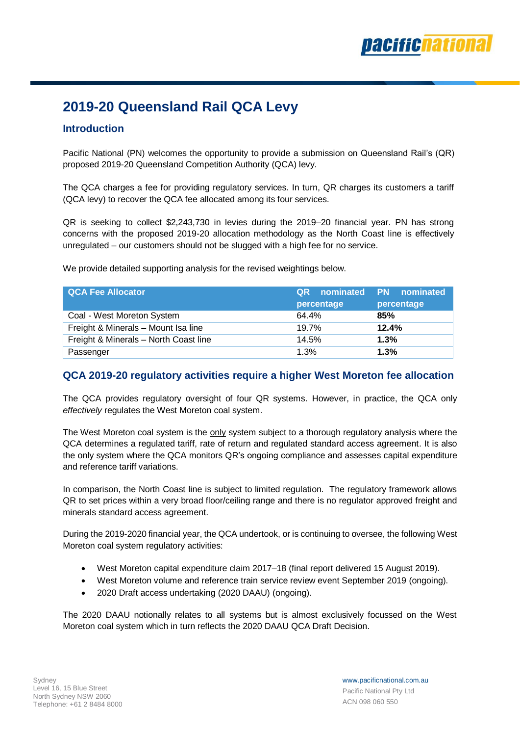# 2019-20 Queensland Rail QCA Levy

## Introduction

Pacific National (PN) welcomes the opportunity to provide a submission on Queensland Rail's (QR) proposed 2019-20 Queensland Competition Authority (QCA) levy.

The QCA charges a fee for providing regulatory services. In turn, QR charges its customers a tariff (QCA levy) to recover the QCA fee allocated among its four services.

QR is seeking to collect $2,243,730 in levies during the 2019–20 financial year. PN has strong concerns with the proposed 2019-20 allocation methodology as the North Coast line is effectively unregulated – our customers should not be slugged with a high fee for no service.

We provide detailed supporting analysis for the revised weightings below.

| QCA Fee Allocator | QR nominated percentage | PN nominated percentage |
|---|---|---|
| Coal - West Moreton System | 64.4% | **85%** |
| Freight & Minerals – Mount Isa line | 19.7% | **12.4%** |
| Freight & Minerals – North Coast line | 14.5% | **1.3%** |
| Passenger | 1.3% | **1.3%** |

## QCA 2019-20 regulatory activities require a higher West Moreton fee allocation

The QCA provides regulatory oversight of four QR systems. However, in practice, the QCA only *effectively* regulates the West Moreton coal system.

The West Moreton coal system is the only system subject to a thorough regulatory analysis where the QCA determines a regulated tariff, rate of return and regulated standard access agreement. It is also the only system where the QCA monitors QR's ongoing compliance and assesses capital expenditure and reference tariff variations.

In comparison, the North Coast line is subject to limited regulation. The regulatory framework allows QR to set prices within a very broad floor/ceiling range and there is no regulator approved freight and minerals standard access agreement.

During the 2019-2020 financial year, the QCA undertook, or is continuing to oversee, the following West Moreton coal system regulatory activities:

- West Moreton capital expenditure claim 2017–18 (final report delivered 15 August 2019).
- West Moreton volume and reference train service review event September 2019 (ongoing).
- 2020 Draft access undertaking (2020 DAAU) (ongoing).

The 2020 DAAU notionally relates to all systems but is almost exclusively focussed on the West Moreton coal system which in turn reflects the 2020 DAAU QCA Draft Decision.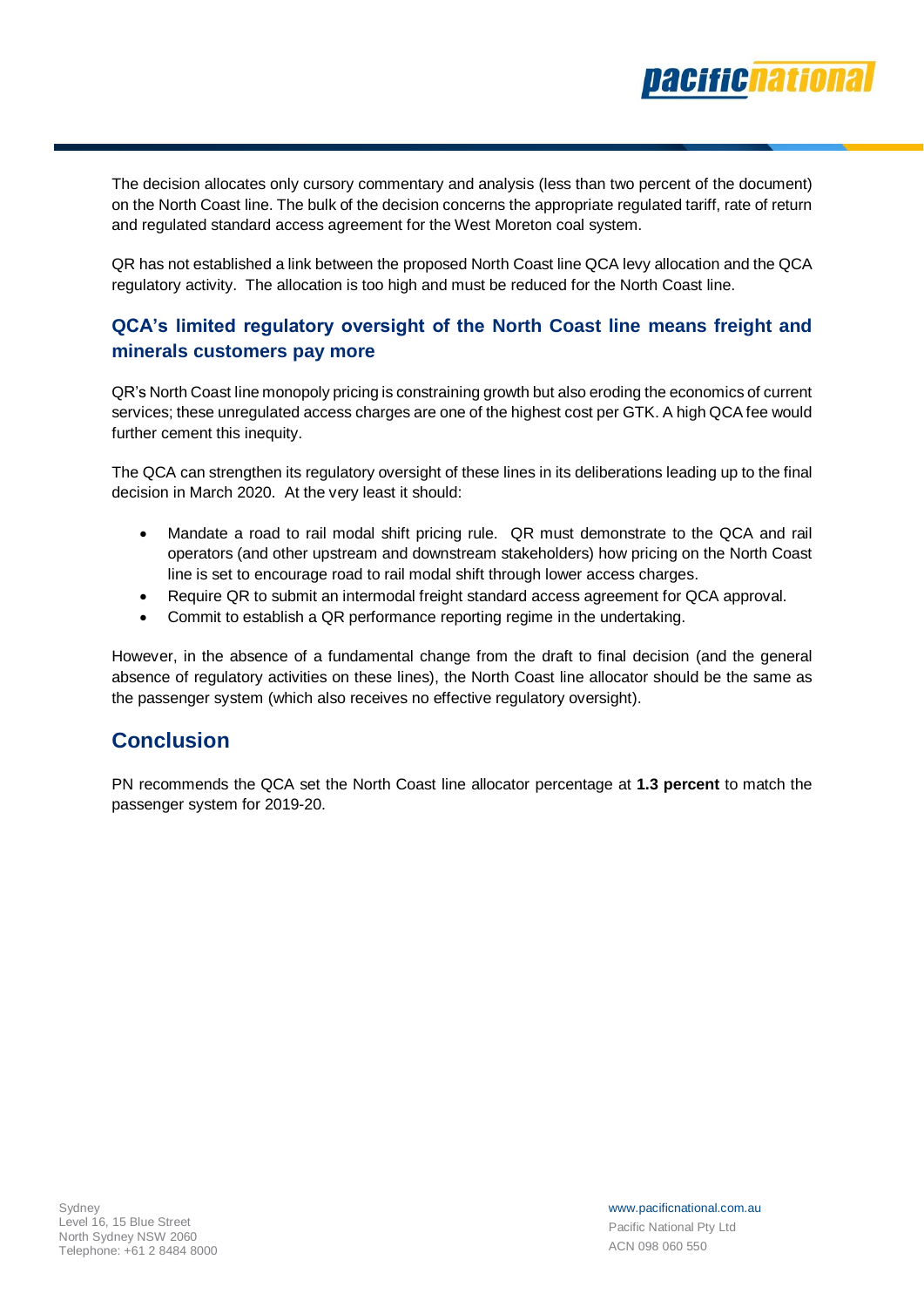The decision allocates only cursory commentary and analysis (less than two percent of the document) on the North Coast line. The bulk of the decision concerns the appropriate regulated tariff, rate of return and regulated standard access agreement for the West Moreton coal system.

QR has not established a link between the proposed North Coast line QCA levy allocation and the QCA regulatory activity. The allocation is too high and must be reduced for the North Coast line.

### QCA's limited regulatory oversight of the North Coast line means freight and minerals customers pay more

QR's North Coast line monopoly pricing is constraining growth but also eroding the economics of current services; these unregulated access charges are one of the highest cost per GTK. A high QCA fee would further cement this inequity.

The QCA can strengthen its regulatory oversight of these lines in its deliberations leading up to the final decision in March 2020. At the very least it should:

- Mandate a road to rail modal shift pricing rule. QR must demonstrate to the QCA and rail operators (and other upstream and downstream stakeholders) how pricing on the North Coast line is set to encourage road to rail modal shift through lower access charges.
- Require QR to submit an intermodal freight standard access agreement for QCA approval.
- Commit to establish a QR performance reporting regime in the undertaking.

However, in the absence of a fundamental change from the draft to final decision (and the general absence of regulatory activities on these lines), the North Coast line allocator should be the same as the passenger system (which also receives no effective regulatory oversight).

## Conclusion

PN recommends the QCA set the North Coast line allocator percentage at **1.3 percent** to match the passenger system for 2019-20.